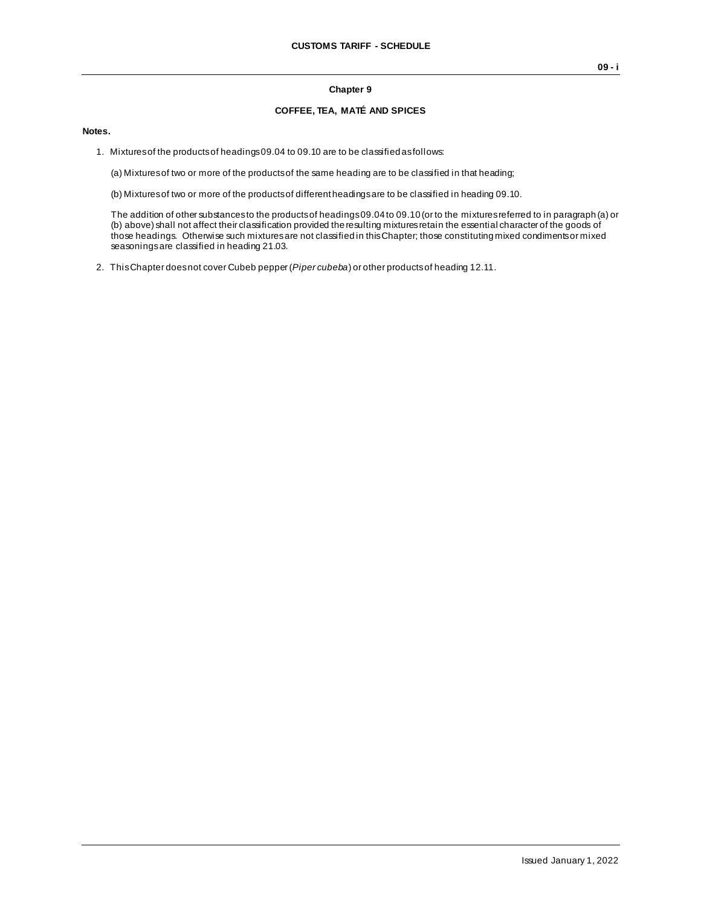## Chapter 9

## COFFEE, TEA, MATÉ AND SPICES

**Notes.**

1. Mixtures of the products of headings 09.04 to 09.10 are to be classified as follows:

   (a) Mixtures of two or more of the products of the same heading are to be classified in that heading;

   (b) Mixtures of two or more of the products of different headings are to be classified in heading 09.10.

   The addition of other substances to the products of headings 09.04 to 09.10 (or to the mixtures referred to in paragraph (a) or (b) above) shall not affect their classification provided the resulting mixtures retain the essential character of the goods of those headings. Otherwise such mixtures are not classified in this Chapter; those constituting mixed condiments or mixed seasonings are classified in heading 21.03.

2. This Chapter does not cover Cubeb pepper (*Piper cubeba*) or other products of heading 12.11.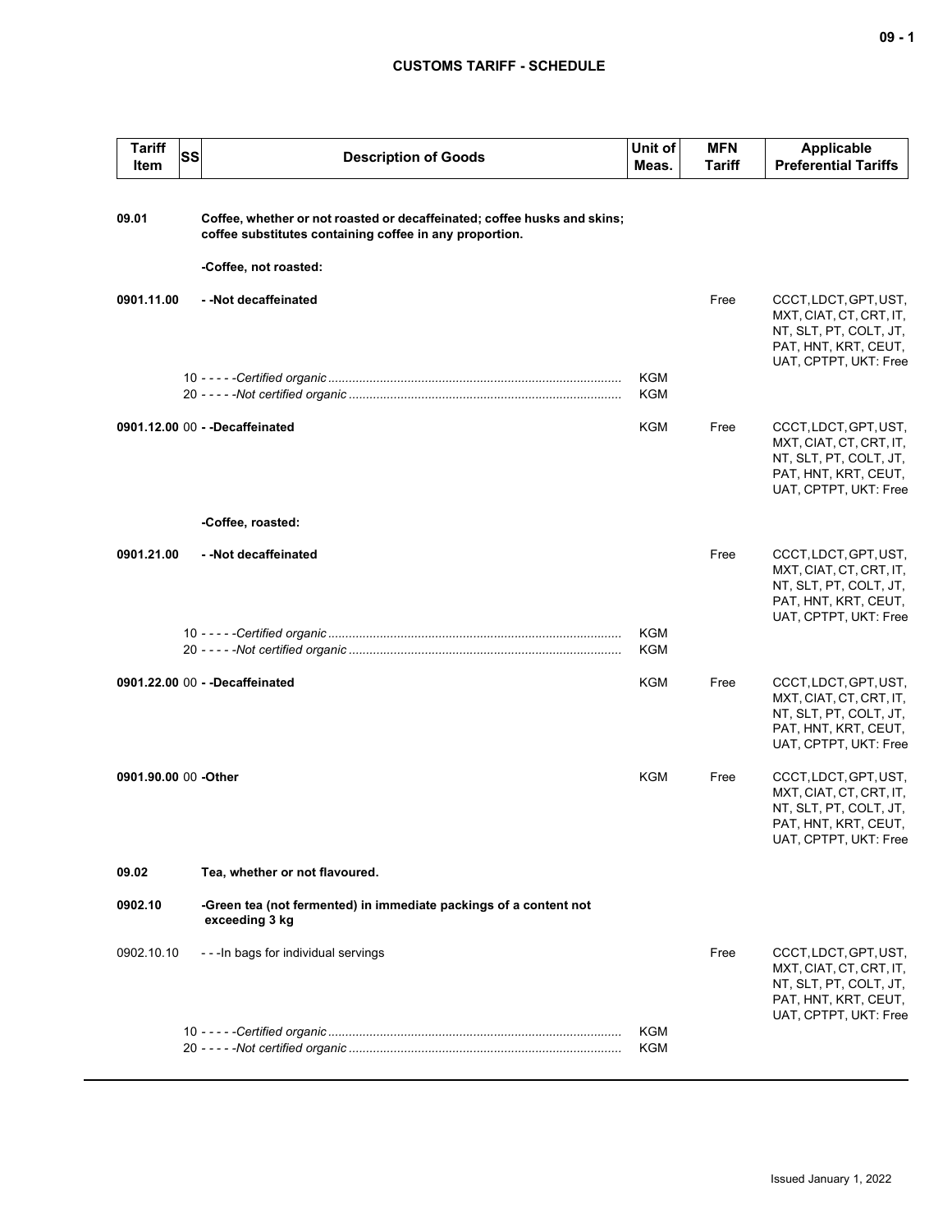# CUSTOMS TARIFF - SCHEDULE

| Tariff Item | SS | Description of Goods | Unit of Meas. | MFN Tariff | Applicable Preferential Tariffs |
|---|---|---|---|---|---|
| **09.01** | | **Coffee, whether or not roasted or decaffeinated; coffee husks and skins; coffee substitutes containing coffee in any proportion.** | | | |
| | | **-Coffee, not roasted:** | | | |
| **0901.11.00** | | **- -Not decaffeinated** | | Free | CCCT, LDCT, GPT, UST, MXT, CIAT, CT, CRT, IT, NT, SLT, PT, COLT, JT, PAT, HNT, KRT, CEUT, UAT, CPTPT, UKT: Free |
| | 10 | - - - - -*Certified organic* | KGM | | |
| | 20 | - - - - -*Not certified organic* | KGM | | |
| **0901.12.00** | 00 | **- -Decaffeinated** | KGM | Free | CCCT, LDCT, GPT, UST, MXT, CIAT, CT, CRT, IT, NT, SLT, PT, COLT, JT, PAT, HNT, KRT, CEUT, UAT, CPTPT, UKT: Free |
| | | **-Coffee, roasted:** | | | |
| **0901.21.00** | | **- -Not decaffeinated** | | Free | CCCT, LDCT, GPT, UST, MXT, CIAT, CT, CRT, IT, NT, SLT, PT, COLT, JT, PAT, HNT, KRT, CEUT, UAT, CPTPT, UKT: Free |
| | 10 | - - - - -*Certified organic* | KGM | | |
| | 20 | - - - - -*Not certified organic* | KGM | | |
| **0901.22.00** | 00 | **- -Decaffeinated** | KGM | Free | CCCT, LDCT, GPT, UST, MXT, CIAT, CT, CRT, IT, NT, SLT, PT, COLT, JT, PAT, HNT, KRT, CEUT, UAT, CPTPT, UKT: Free |
| **0901.90.00** | 00 | **-Other** | KGM | Free | CCCT, LDCT, GPT, UST, MXT, CIAT, CT, CRT, IT, NT, SLT, PT, COLT, JT, PAT, HNT, KRT, CEUT, UAT, CPTPT, UKT: Free |
| **09.02** | | **Tea, whether or not flavoured.** | | | |
| **0902.10** | | **-Green tea (not fermented) in immediate packings of a content not exceeding 3 kg** | | | |
| 0902.10.10 | | - - -In bags for individual servings | | Free | CCCT, LDCT, GPT, UST, MXT, CIAT, CT, CRT, IT, NT, SLT, PT, COLT, JT, PAT, HNT, KRT, CEUT, UAT, CPTPT, UKT: Free |
| | 10 | - - - - -*Certified organic* | KGM | | |
| | 20 | - - - - -*Not certified organic* | KGM | | |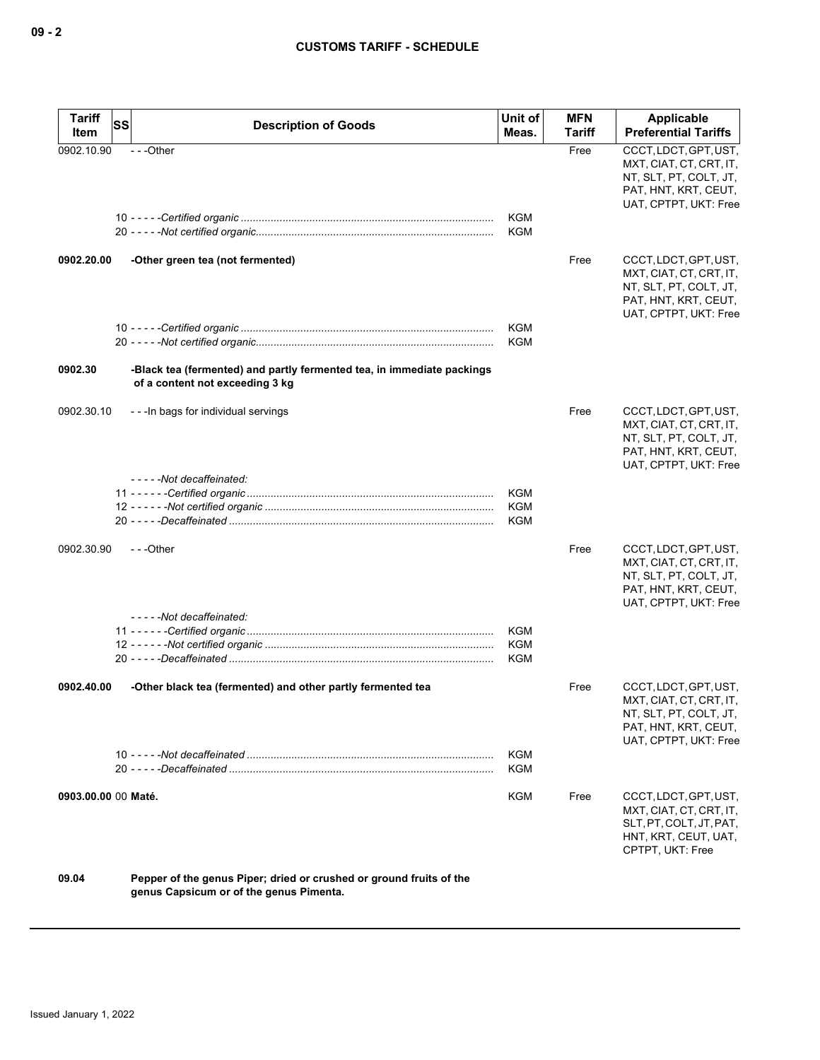| Tariff Item | SS | Description of Goods | Unit of Meas. | MFN Tariff | Applicable Preferential Tariffs |
|---|---|---|---|---|---|
| 0902.10.90 | | - - -Other | | Free | CCCT, LDCT, GPT, UST, MXT, CIAT, CT, CRT, IT, NT, SLT, PT, COLT, JT, PAT, HNT, KRT, CEUT, UAT, CPTPT, UKT: Free |
| | 10 | - - - - -*Certified organic* | KGM | | |
| | 20 | - - - - -*Not certified organic* | KGM | | |
| **0902.20.00** | | **-Other green tea (not fermented)** | | Free | CCCT, LDCT, GPT, UST, MXT, CIAT, CT, CRT, IT, NT, SLT, PT, COLT, JT, PAT, HNT, KRT, CEUT, UAT, CPTPT, UKT: Free |
| | 10 | - - - - -*Certified organic* | KGM | | |
| | 20 | - - - - -*Not certified organic* | KGM | | |
| **0902.30** | | **-Black tea (fermented) and partly fermented tea, in immediate packings of a content not exceeding 3 kg** | | | |
| 0902.30.10 | | - - -In bags for individual servings | | Free | CCCT, LDCT, GPT, UST, MXT, CIAT, CT, CRT, IT, NT, SLT, PT, COLT, JT, PAT, HNT, KRT, CEUT, UAT, CPTPT, UKT: Free |
| | | - - - - -*Not decaffeinated:* | | | |
| | 11 | - - - - - -*Certified organic* | KGM | | |
| | 12 | - - - - - -*Not certified organic* | KGM | | |
| | 20 | - - - - -*Decaffeinated* | KGM | | |
| 0902.30.90 | | - - -Other | | Free | CCCT, LDCT, GPT, UST, MXT, CIAT, CT, CRT, IT, NT, SLT, PT, COLT, JT, PAT, HNT, KRT, CEUT, UAT, CPTPT, UKT: Free |
| | | - - - - -*Not decaffeinated:* | | | |
| | 11 | - - - - - -*Certified organic* | KGM | | |
| | 12 | - - - - - -*Not certified organic* | KGM | | |
| | 20 | - - - - -*Decaffeinated* | KGM | | |
| **0902.40.00** | | **-Other black tea (fermented) and other partly fermented tea** | | Free | CCCT, LDCT, GPT, UST, MXT, CIAT, CT, CRT, IT, NT, SLT, PT, COLT, JT, PAT, HNT, KRT, CEUT, UAT, CPTPT, UKT: Free |
| | 10 | - - - - -*Not decaffeinated* | KGM | | |
| | 20 | - - - - -*Decaffeinated* | KGM | | |
| **0903.00.00** | 00 | **Maté.** | KGM | Free | CCCT, LDCT, GPT, UST, MXT, CIAT, CT, CRT, IT, SLT, PT, COLT, JT, PAT, HNT, KRT, CEUT, UAT, CPTPT, UKT: Free |
| **09.04** | | **Pepper of the genus Piper; dried or crushed or ground fruits of the genus Capsicum or of the genus Pimenta.** | | | |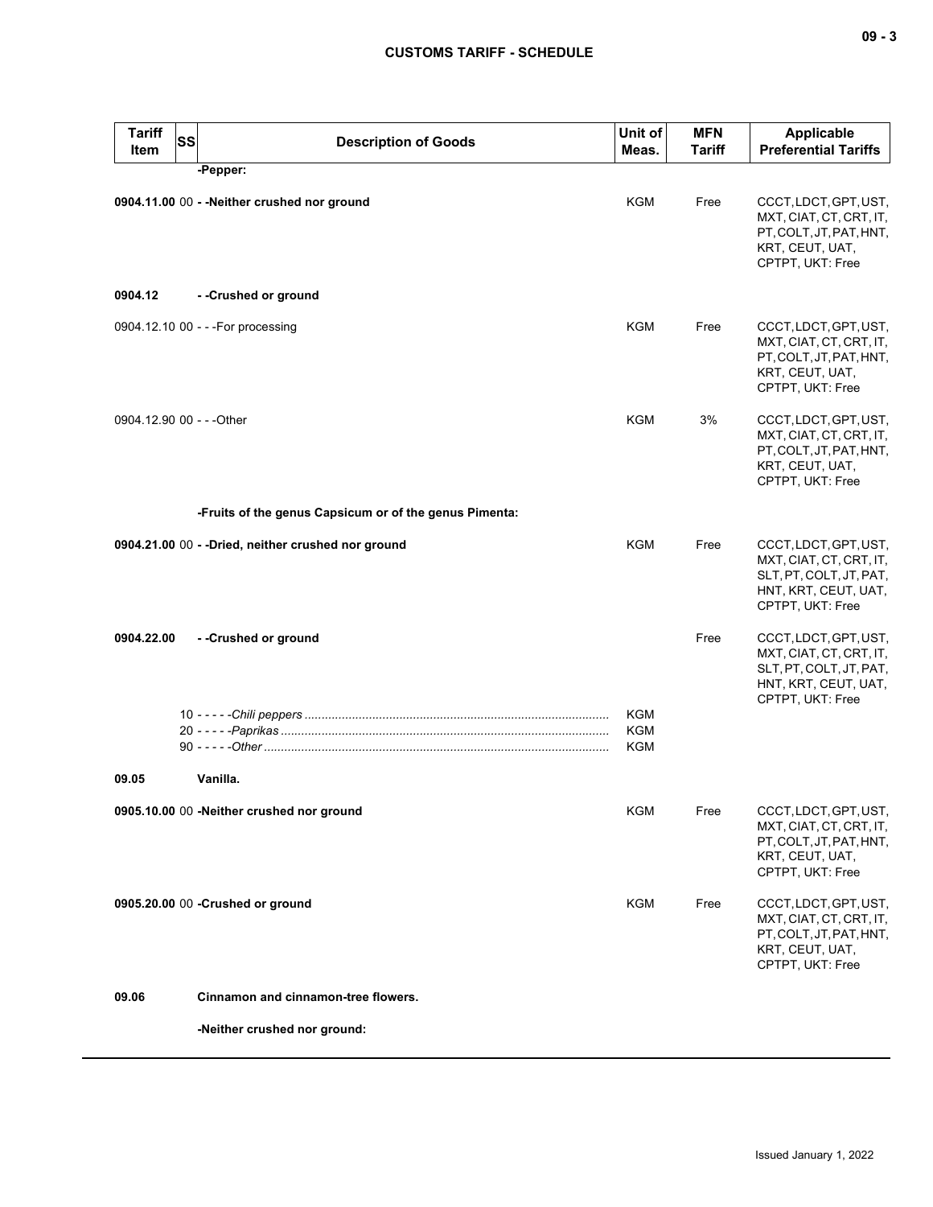| Tariff Item | SS | Description of Goods | Unit of Meas. | MFN Tariff | Applicable Preferential Tariffs |
|---|---|---|---|---|---|
| | | **-Pepper:** | | | |
| **0904.11.00** | 00 | **- -Neither crushed nor ground** | KGM | Free | CCCT, LDCT, GPT, UST, MXT, CIAT, CT, CRT, IT, PT, COLT, JT, PAT, HNT, KRT, CEUT, UAT, CPTPT, UKT: Free |
| **0904.12** | | **- -Crushed or ground** | | | |
| 0904.12.10 | 00 | - - -For processing | KGM | Free | CCCT, LDCT, GPT, UST, MXT, CIAT, CT, CRT, IT, PT, COLT, JT, PAT, HNT, KRT, CEUT, UAT, CPTPT, UKT: Free |
| 0904.12.90 | 00 | - - -Other | KGM | 3% | CCCT, LDCT, GPT, UST, MXT, CIAT, CT, CRT, IT, PT, COLT, JT, PAT, HNT, KRT, CEUT, UAT, CPTPT, UKT: Free |
| | | **-Fruits of the genus Capsicum or of the genus Pimenta:** | | | |
| **0904.21.00** | 00 | **- -Dried, neither crushed nor ground** | KGM | Free | CCCT, LDCT, GPT, UST, MXT, CIAT, CT, CRT, IT, SLT, PT, COLT, JT, PAT, HNT, KRT, CEUT, UAT, CPTPT, UKT: Free |
| **0904.22.00** | | **- -Crushed or ground** | | Free | CCCT, LDCT, GPT, UST, MXT, CIAT, CT, CRT, IT, SLT, PT, COLT, JT, PAT, HNT, KRT, CEUT, UAT, CPTPT, UKT: Free |
| | 10 | - - - - -*Chili peppers* | KGM | | |
| | 20 | - - - - -*Paprikas* | KGM | | |
| | 90 | - - - - -*Other* | KGM | | |
| **09.05** | | **Vanilla.** | | | |
| **0905.10.00** | 00 | **-Neither crushed nor ground** | KGM | Free | CCCT, LDCT, GPT, UST, MXT, CIAT, CT, CRT, IT, PT, COLT, JT, PAT, HNT, KRT, CEUT, UAT, CPTPT, UKT: Free |
| **0905.20.00** | 00 | **-Crushed or ground** | KGM | Free | CCCT, LDCT, GPT, UST, MXT, CIAT, CT, CRT, IT, PT, COLT, JT, PAT, HNT, KRT, CEUT, UAT, CPTPT, UKT: Free |
| **09.06** | | **Cinnamon and cinnamon-tree flowers.** | | | |
| | | **-Neither crushed nor ground:** | | | |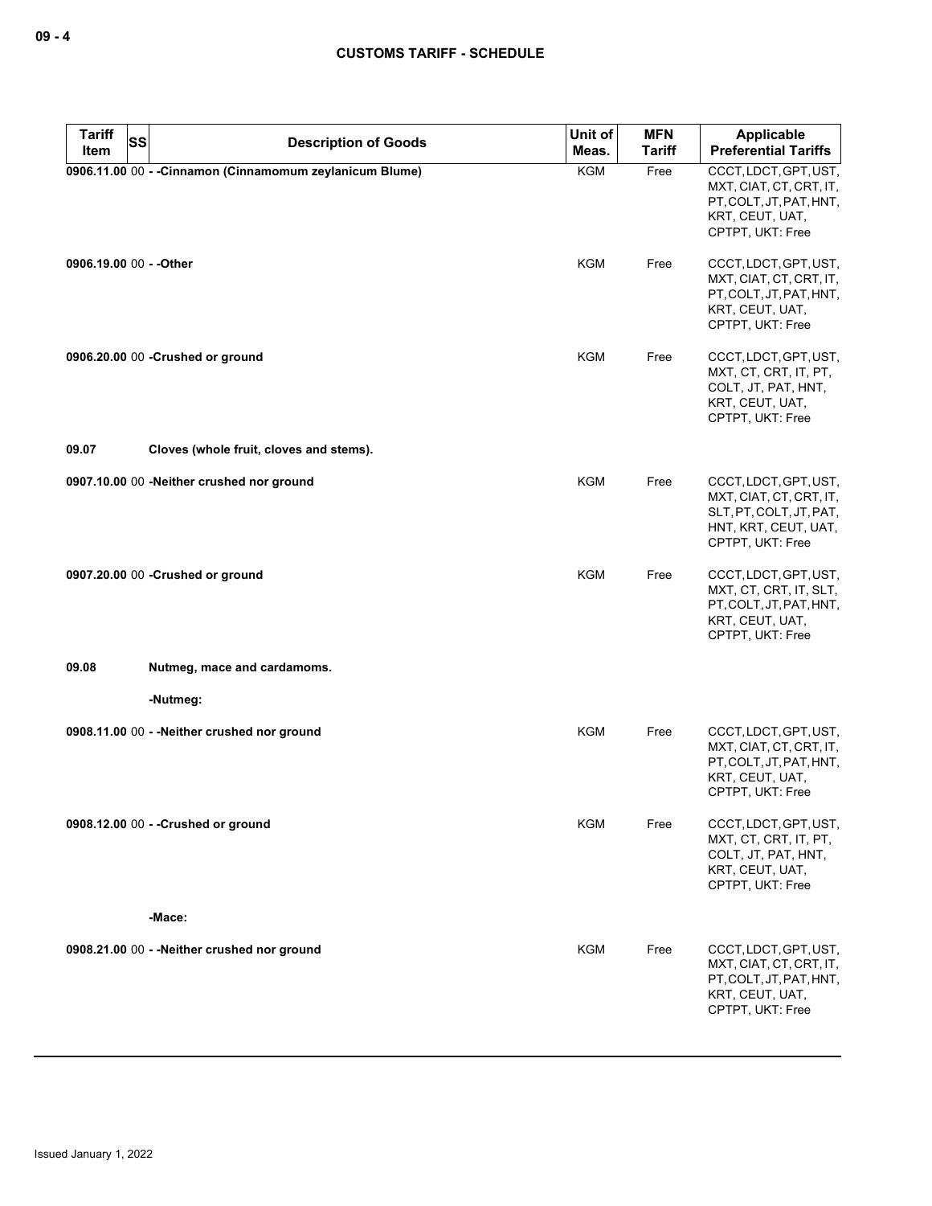| Tariff Item | SS | Description of Goods | Unit of Meas. | MFN Tariff | Applicable Preferential Tariffs |
|---|---|---|---|---|---|
| 0906.11.00 | 00 | - -Cinnamon (Cinnamomum zeylanicum Blume) | KGM | Free | CCCT, LDCT, GPT, UST, MXT, CIAT, CT, CRT, IT, PT, COLT, JT, PAT, HNT, KRT, CEUT, UAT, CPTPT, UKT: Free |
| 0906.19.00 | 00 | - -Other | KGM | Free | CCCT, LDCT, GPT, UST, MXT, CIAT, CT, CRT, IT, PT, COLT, JT, PAT, HNT, KRT, CEUT, UAT, CPTPT, UKT: Free |
| 0906.20.00 | 00 | -Crushed or ground | KGM | Free | CCCT, LDCT, GPT, UST, MXT, CT, CRT, IT, PT, COLT, JT, PAT, HNT, KRT, CEUT, UAT, CPTPT, UKT: Free |
| 09.07 | | Cloves (whole fruit, cloves and stems). | | | |
| 0907.10.00 | 00 | -Neither crushed nor ground | KGM | Free | CCCT, LDCT, GPT, UST, MXT, CIAT, CT, CRT, IT, SLT, PT, COLT, JT, PAT, HNT, KRT, CEUT, UAT, CPTPT, UKT: Free |
| 0907.20.00 | 00 | -Crushed or ground | KGM | Free | CCCT, LDCT, GPT, UST, MXT, CT, CRT, IT, SLT, PT, COLT, JT, PAT, HNT, KRT, CEUT, UAT, CPTPT, UKT: Free |
| 09.08 | | Nutmeg, mace and cardamoms. | | | |
| | | -Nutmeg: | | | |
| 0908.11.00 | 00 | - -Neither crushed nor ground | KGM | Free | CCCT, LDCT, GPT, UST, MXT, CIAT, CT, CRT, IT, PT, COLT, JT, PAT, HNT, KRT, CEUT, UAT, CPTPT, UKT: Free |
| 0908.12.00 | 00 | - -Crushed or ground | KGM | Free | CCCT, LDCT, GPT, UST, MXT, CT, CRT, IT, PT, COLT, JT, PAT, HNT, KRT, CEUT, UAT, CPTPT, UKT: Free |
| | | -Mace: | | | |
| 0908.21.00 | 00 | - -Neither crushed nor ground | KGM | Free | CCCT, LDCT, GPT, UST, MXT, CIAT, CT, CRT, IT, PT, COLT, JT, PAT, HNT, KRT, CEUT, UAT, CPTPT, UKT: Free |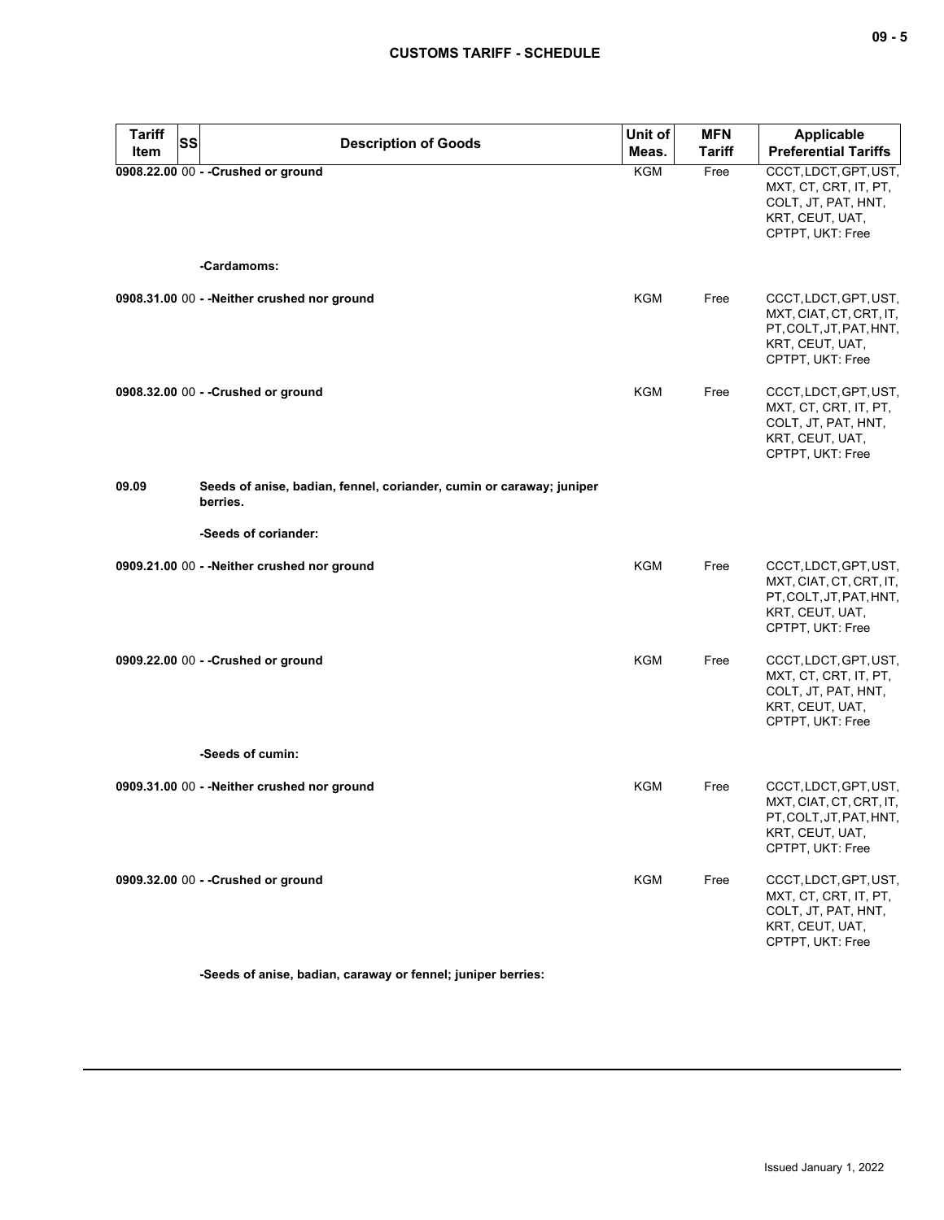| Tariff Item | SS | Description of Goods | Unit of Meas. | MFN Tariff | Applicable Preferential Tariffs |
|---|---|---|---|---|---|
| 0908.22.00 | 00 | - -Crushed or ground | KGM | Free | CCCT, LDCT, GPT, UST, MXT, CT, CRT, IT, PT, COLT, JT, PAT, HNT, KRT, CEUT, UAT, CPTPT, UKT: Free |
| | | -Cardamoms: | | | |
| 0908.31.00 | 00 | - -Neither crushed nor ground | KGM | Free | CCCT, LDCT, GPT, UST, MXT, CIAT, CT, CRT, IT, PT, COLT, JT, PAT, HNT, KRT, CEUT, UAT, CPTPT, UKT: Free |
| 0908.32.00 | 00 | - -Crushed or ground | KGM | Free | CCCT, LDCT, GPT, UST, MXT, CT, CRT, IT, PT, COLT, JT, PAT, HNT, KRT, CEUT, UAT, CPTPT, UKT: Free |
| 09.09 | | Seeds of anise, badian, fennel, coriander, cumin or caraway; juniper berries. | | | |
| | | -Seeds of coriander: | | | |
| 0909.21.00 | 00 | - -Neither crushed nor ground | KGM | Free | CCCT, LDCT, GPT, UST, MXT, CIAT, CT, CRT, IT, PT, COLT, JT, PAT, HNT, KRT, CEUT, UAT, CPTPT, UKT: Free |
| 0909.22.00 | 00 | - -Crushed or ground | KGM | Free | CCCT, LDCT, GPT, UST, MXT, CT, CRT, IT, PT, COLT, JT, PAT, HNT, KRT, CEUT, UAT, CPTPT, UKT: Free |
| | | -Seeds of cumin: | | | |
| 0909.31.00 | 00 | - -Neither crushed nor ground | KGM | Free | CCCT, LDCT, GPT, UST, MXT, CIAT, CT, CRT, IT, PT, COLT, JT, PAT, HNT, KRT, CEUT, UAT, CPTPT, UKT: Free |
| 0909.32.00 | 00 | - -Crushed or ground | KGM | Free | CCCT, LDCT, GPT, UST, MXT, CT, CRT, IT, PT, COLT, JT, PAT, HNT, KRT, CEUT, UAT, CPTPT, UKT: Free |
| | | -Seeds of anise, badian, caraway or fennel; juniper berries: | | | |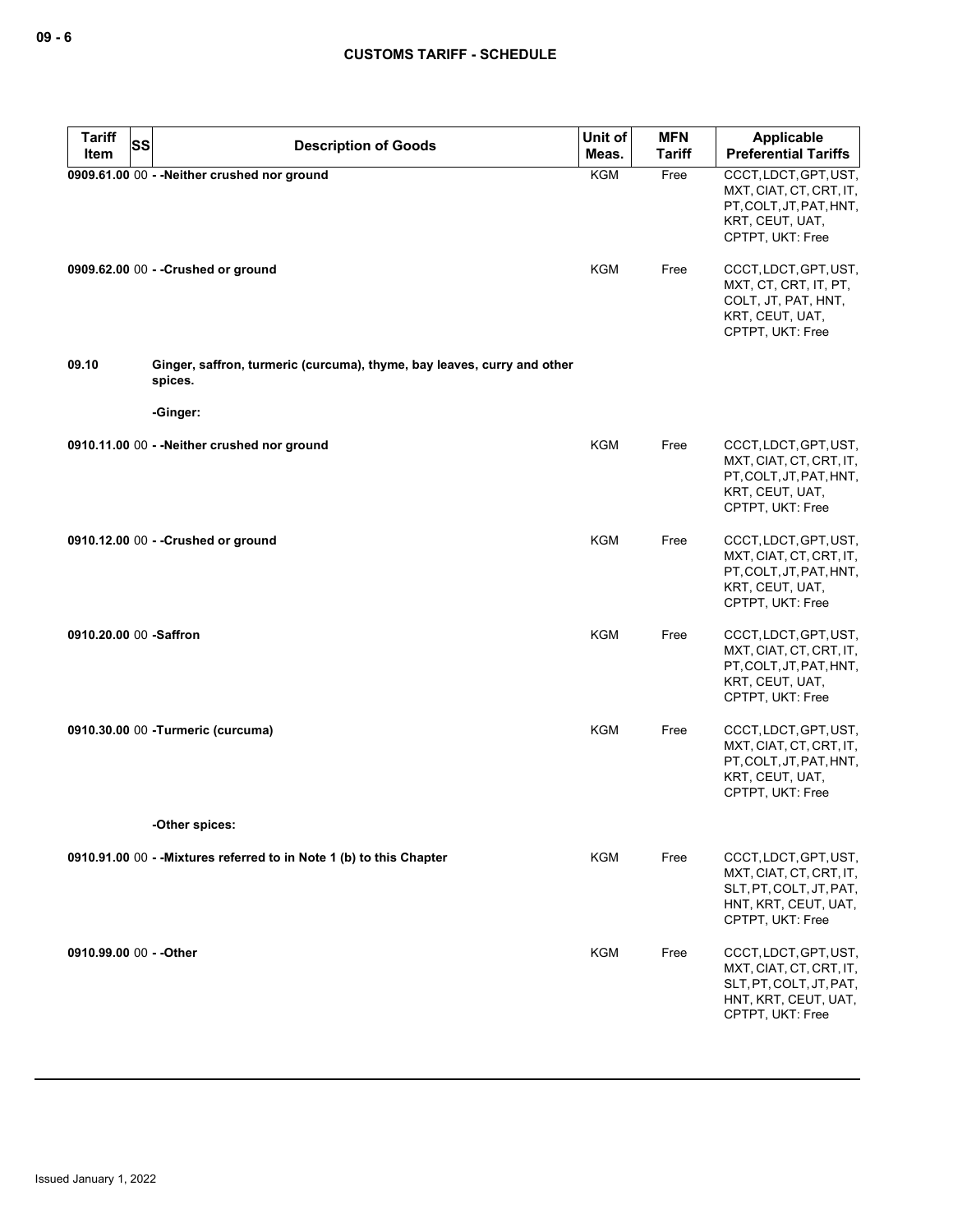| Tariff Item | SS | Description of Goods | Unit of Meas. | MFN Tariff | Applicable Preferential Tariffs |
|---|---|---|---|---|---|
| 0909.61.00 | 00 | - -Neither crushed nor ground | KGM | Free | CCCT, LDCT, GPT, UST, MXT, CIAT, CT, CRT, IT, PT, COLT, JT, PAT, HNT, KRT, CEUT, UAT, CPTPT, UKT: Free |
| 0909.62.00 | 00 | - -Crushed or ground | KGM | Free | CCCT, LDCT, GPT, UST, MXT, CT, CRT, IT, PT, COLT, JT, PAT, HNT, KRT, CEUT, UAT, CPTPT, UKT: Free |
| 09.10 | | Ginger, saffron, turmeric (curcuma), thyme, bay leaves, curry and other spices. | | | |
| | | -Ginger: | | | |
| 0910.11.00 | 00 | - -Neither crushed nor ground | KGM | Free | CCCT, LDCT, GPT, UST, MXT, CIAT, CT, CRT, IT, PT, COLT, JT, PAT, HNT, KRT, CEUT, UAT, CPTPT, UKT: Free |
| 0910.12.00 | 00 | - -Crushed or ground | KGM | Free | CCCT, LDCT, GPT, UST, MXT, CIAT, CT, CRT, IT, PT, COLT, JT, PAT, HNT, KRT, CEUT, UAT, CPTPT, UKT: Free |
| 0910.20.00 | 00 | -Saffron | KGM | Free | CCCT, LDCT, GPT, UST, MXT, CIAT, CT, CRT, IT, PT, COLT, JT, PAT, HNT, KRT, CEUT, UAT, CPTPT, UKT: Free |
| 0910.30.00 | 00 | -Turmeric (curcuma) | KGM | Free | CCCT, LDCT, GPT, UST, MXT, CIAT, CT, CRT, IT, PT, COLT, JT, PAT, HNT, KRT, CEUT, UAT, CPTPT, UKT: Free |
| | | -Other spices: | | | |
| 0910.91.00 | 00 | - -Mixtures referred to in Note 1 (b) to this Chapter | KGM | Free | CCCT, LDCT, GPT, UST, MXT, CIAT, CT, CRT, IT, SLT, PT, COLT, JT, PAT, HNT, KRT, CEUT, UAT, CPTPT, UKT: Free |
| 0910.99.00 | 00 | - -Other | KGM | Free | CCCT, LDCT, GPT, UST, MXT, CIAT, CT, CRT, IT, SLT, PT, COLT, JT, PAT, HNT, KRT, CEUT, UAT, CPTPT, UKT: Free |